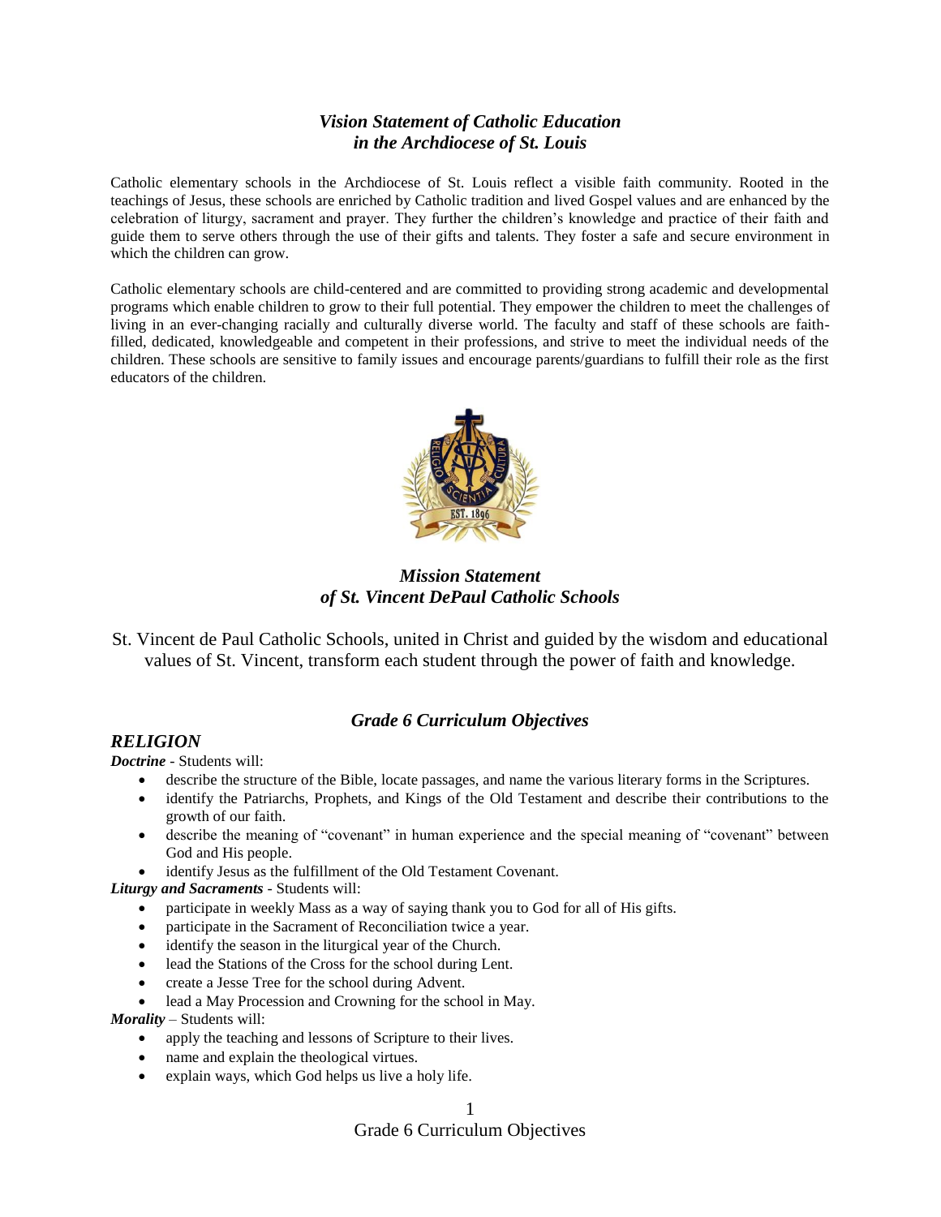## *Vision Statement of Catholic Education in the Archdiocese of St. Louis*

Catholic elementary schools in the Archdiocese of St. Louis reflect a visible faith community. Rooted in the teachings of Jesus, these schools are enriched by Catholic tradition and lived Gospel values and are enhanced by the celebration of liturgy, sacrament and prayer. They further the children's knowledge and practice of their faith and guide them to serve others through the use of their gifts and talents. They foster a safe and secure environment in which the children can grow.

Catholic elementary schools are child-centered and are committed to providing strong academic and developmental programs which enable children to grow to their full potential. They empower the children to meet the challenges of living in an ever-changing racially and culturally diverse world. The faculty and staff of these schools are faith-filled, dedicated, knowledgeable and competent in their professions, and strive to meet the individual needs of the children. These schools are sensitive to family issues and encourage parents/guardians to fulfill their role as the first educators of the children.

## *Mission Statement of St. Vincent DePaul Catholic Schools*

St. Vincent de Paul Catholic Schools, united in Christ and guided by the wisdom and educational values of St. Vincent, transform each student through the power of faith and knowledge.

## *Grade 6 Curriculum Objectives*

### *RELIGION*

***Doctrine*** - Students will:

- describe the structure of the Bible, locate passages, and name the various literary forms in the Scriptures.
- identify the Patriarchs, Prophets, and Kings of the Old Testament and describe their contributions to the growth of our faith.
- describe the meaning of "covenant" in human experience and the special meaning of "covenant" between God and His people.
- identify Jesus as the fulfillment of the Old Testament Covenant.

***Liturgy and Sacraments*** - Students will:

- participate in weekly Mass as a way of saying thank you to God for all of His gifts.
- participate in the Sacrament of Reconciliation twice a year.
- identify the season in the liturgical year of the Church.
- lead the Stations of the Cross for the school during Lent.
- create a Jesse Tree for the school during Advent.
- lead a May Procession and Crowning for the school in May.

***Morality*** – Students will:

- apply the teaching and lessons of Scripture to their lives.
- name and explain the theological virtues.
- explain ways, which God helps us live a holy life.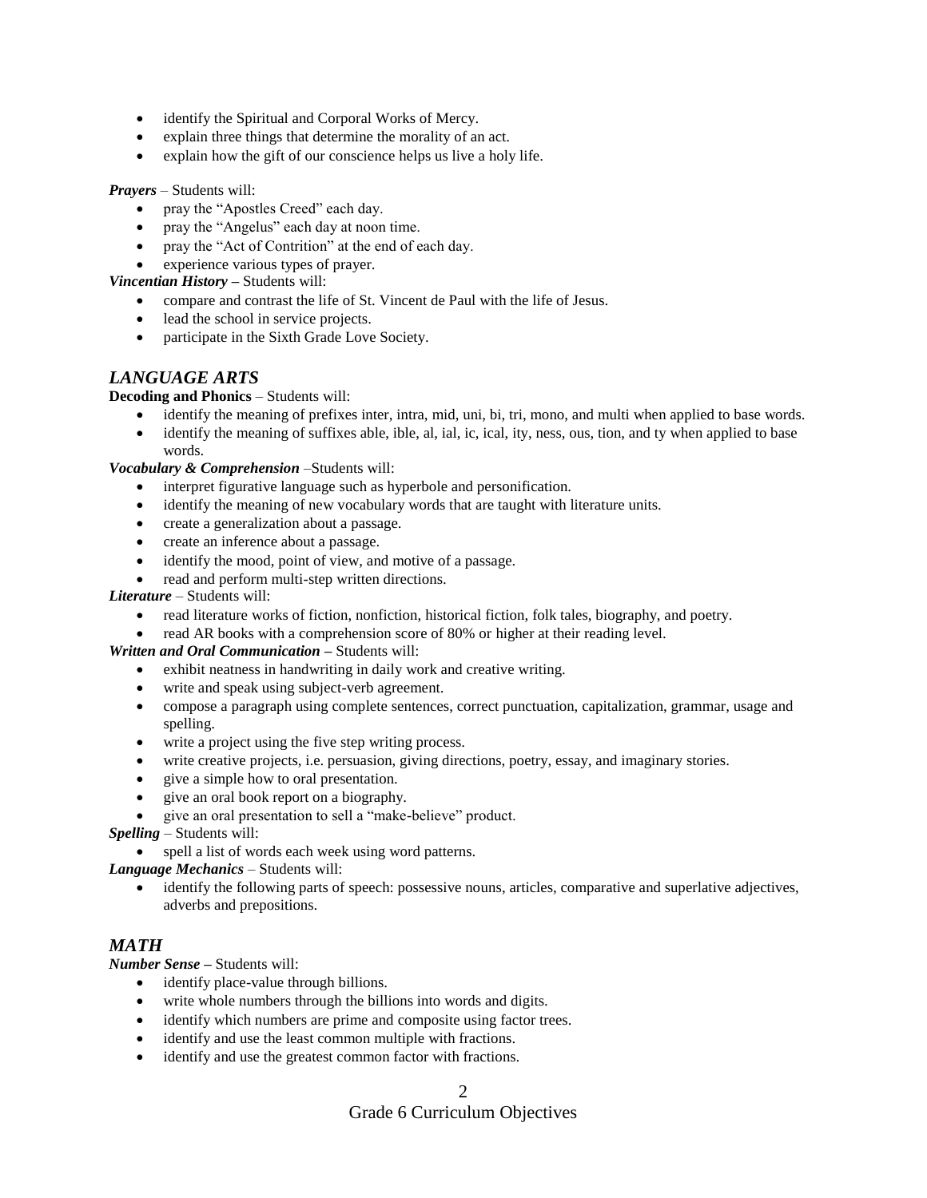- identify the Spiritual and Corporal Works of Mercy.
- explain three things that determine the morality of an act.
- explain how the gift of our conscience helps us live a holy life.

***Prayers*** – Students will:

- pray the "Apostles Creed" each day.
- pray the "Angelus" each day at noon time.
- pray the "Act of Contrition" at the end of each day.
- experience various types of prayer.

***Vincentian History*** **–** Students will:

- compare and contrast the life of St. Vincent de Paul with the life of Jesus.
- lead the school in service projects.
- participate in the Sixth Grade Love Society.

## *LANGUAGE ARTS*

**Decoding and Phonics** – Students will:

- identify the meaning of prefixes inter, intra, mid, uni, bi, tri, mono, and multi when applied to base words.
- identify the meaning of suffixes able, ible, al, ial, ic, ical, ity, ness, ous, tion, and ty when applied to base words.

***Vocabulary & Comprehension*** –Students will:

- interpret figurative language such as hyperbole and personification.
- identify the meaning of new vocabulary words that are taught with literature units.
- create a generalization about a passage.
- create an inference about a passage.
- identify the mood, point of view, and motive of a passage.
- read and perform multi-step written directions.

***Literature*** – Students will:

- read literature works of fiction, nonfiction, historical fiction, folk tales, biography, and poetry.
- read AR books with a comprehension score of 80% or higher at their reading level.

***Written and Oral Communication*** **–** Students will:

- exhibit neatness in handwriting in daily work and creative writing.
- write and speak using subject-verb agreement.
- compose a paragraph using complete sentences, correct punctuation, capitalization, grammar, usage and spelling.
- write a project using the five step writing process.
- write creative projects, i.e. persuasion, giving directions, poetry, essay, and imaginary stories.
- give a simple how to oral presentation.
- give an oral book report on a biography.
- give an oral presentation to sell a "make-believe" product.

***Spelling*** – Students will:

- spell a list of words each week using word patterns.

***Language Mechanics*** – Students will:

- identify the following parts of speech: possessive nouns, articles, comparative and superlative adjectives, adverbs and prepositions.

## *MATH*

***Number Sense*** **–** Students will:

- identify place-value through billions.
- write whole numbers through the billions into words and digits.
- identify which numbers are prime and composite using factor trees.
- identify and use the least common multiple with fractions.
- identify and use the greatest common factor with fractions.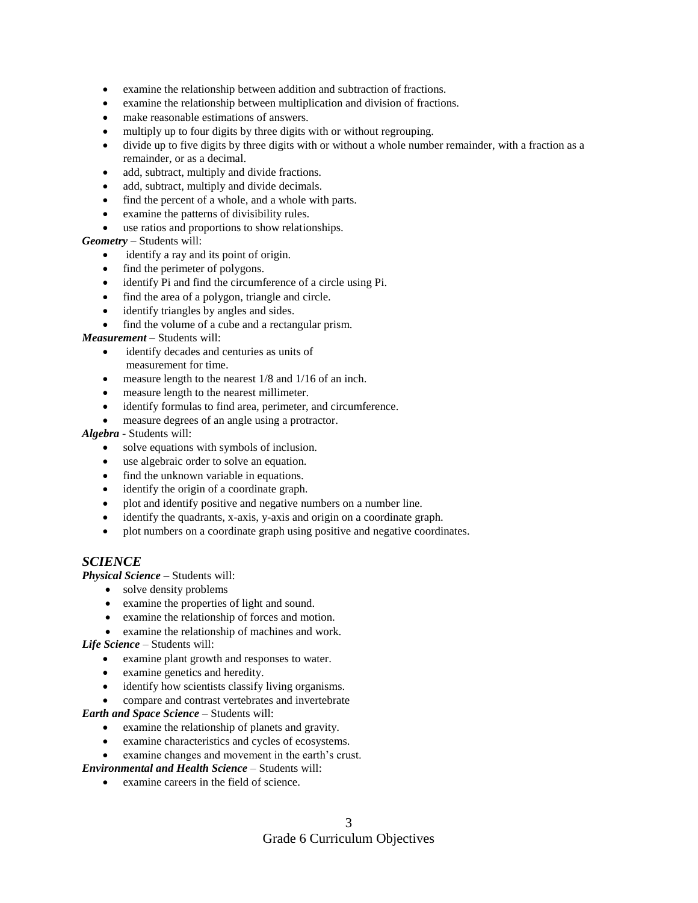- examine the relationship between addition and subtraction of fractions.
- examine the relationship between multiplication and division of fractions.
- make reasonable estimations of answers.
- multiply up to four digits by three digits with or without regrouping.
- divide up to five digits by three digits with or without a whole number remainder, with a fraction as a remainder, or as a decimal.
- add, subtract, multiply and divide fractions.
- add, subtract, multiply and divide decimals.
- find the percent of a whole, and a whole with parts.
- examine the patterns of divisibility rules.
- use ratios and proportions to show relationships.

***Geometry*** – Students will:

- identify a ray and its point of origin.
- find the perimeter of polygons.
- identify Pi and find the circumference of a circle using Pi.
- find the area of a polygon, triangle and circle.
- identify triangles by angles and sides.
- find the volume of a cube and a rectangular prism.

***Measurement*** – Students will:

- identify decades and centuries as units of measurement for time.
- measure length to the nearest 1/8 and 1/16 of an inch.
- measure length to the nearest millimeter.
- identify formulas to find area, perimeter, and circumference.
- measure degrees of an angle using a protractor.

***Algebra*** - Students will:

- solve equations with symbols of inclusion.
- use algebraic order to solve an equation.
- find the unknown variable in equations.
- identify the origin of a coordinate graph.
- plot and identify positive and negative numbers on a number line.
- identify the quadrants, x-axis, y-axis and origin on a coordinate graph.
- plot numbers on a coordinate graph using positive and negative coordinates.

## *SCIENCE*

***Physical Science*** – Students will:

- solve density problems
- examine the properties of light and sound.
- examine the relationship of forces and motion.
- examine the relationship of machines and work.

***Life Science*** – Students will:

- examine plant growth and responses to water.
- examine genetics and heredity.
- identify how scientists classify living organisms.
- compare and contrast vertebrates and invertebrate

***Earth and Space Science*** – Students will:

- examine the relationship of planets and gravity.
- examine characteristics and cycles of ecosystems.
- examine changes and movement in the earth's crust.

***Environmental and Health Science*** – Students will:

- examine careers in the field of science.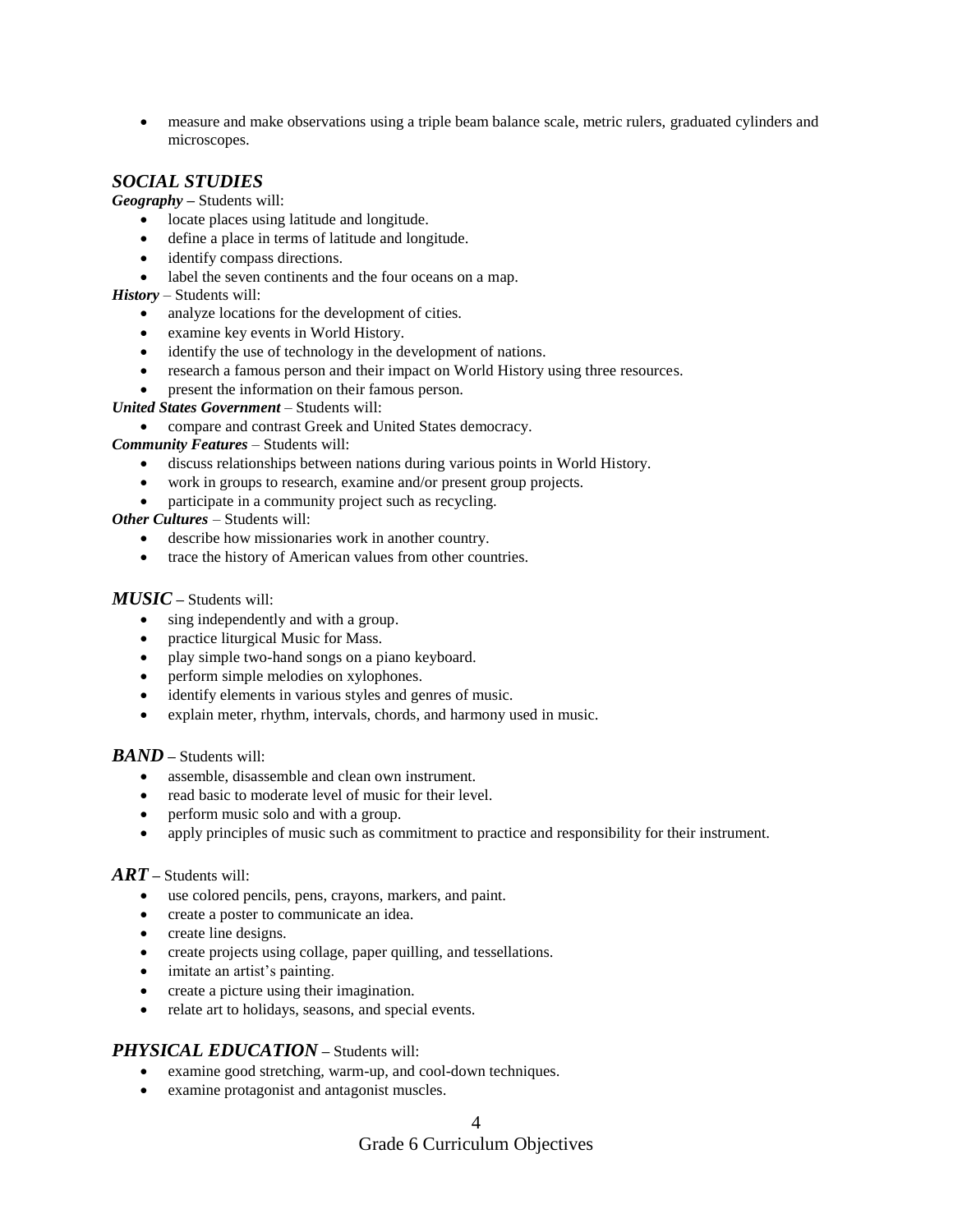- measure and make observations using a triple beam balance scale, metric rulers, graduated cylinders and microscopes.

## *SOCIAL STUDIES*

***Geography*** – Students will:

- locate places using latitude and longitude.
- define a place in terms of latitude and longitude.
- identify compass directions.
- label the seven continents and the four oceans on a map.

***History*** – Students will:

- analyze locations for the development of cities.
- examine key events in World History.
- identify the use of technology in the development of nations.
- research a famous person and their impact on World History using three resources.
- present the information on their famous person.

***United States Government*** – Students will:

- compare and contrast Greek and United States democracy.

***Community Features*** – Students will:

- discuss relationships between nations during various points in World History.
- work in groups to research, examine and/or present group projects.
- participate in a community project such as recycling.

***Other Cultures*** – Students will:

- describe how missionaries work in another country.
- trace the history of American values from other countries.

## *MUSIC* – Students will:

- sing independently and with a group.
- practice liturgical Music for Mass.
- play simple two-hand songs on a piano keyboard.
- perform simple melodies on xylophones.
- identify elements in various styles and genres of music.
- explain meter, rhythm, intervals, chords, and harmony used in music.

## *BAND* – Students will:

- assemble, disassemble and clean own instrument.
- read basic to moderate level of music for their level.
- perform music solo and with a group.
- apply principles of music such as commitment to practice and responsibility for their instrument.

## *ART* – Students will:

- use colored pencils, pens, crayons, markers, and paint.
- create a poster to communicate an idea.
- create line designs.
- create projects using collage, paper quilling, and tessellations.
- imitate an artist's painting.
- create a picture using their imagination.
- relate art to holidays, seasons, and special events.

## *PHYSICAL EDUCATION* – Students will:

- examine good stretching, warm-up, and cool-down techniques.
- examine protagonist and antagonist muscles.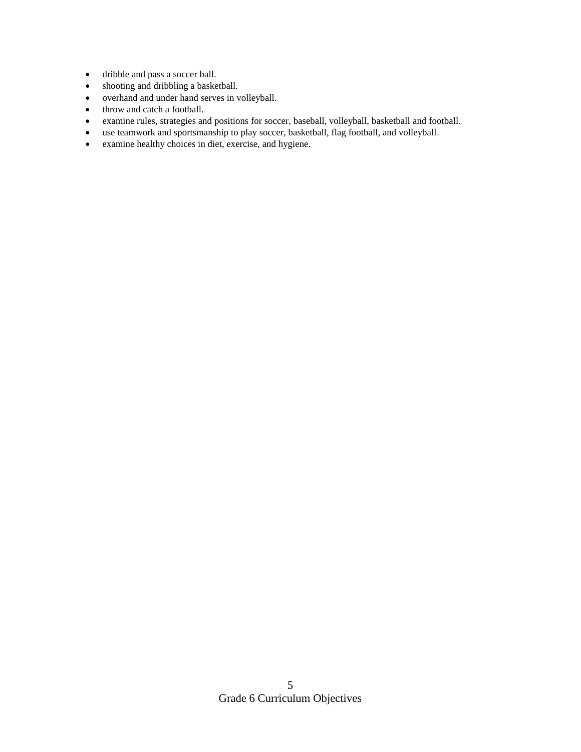- dribble and pass a soccer ball.
- shooting and dribbling a basketball.
- overhand and under hand serves in volleyball.
- throw and catch a football.
- examine rules, strategies and positions for soccer, baseball, volleyball, basketball and football.
- use teamwork and sportsmanship to play soccer, basketball, flag football, and volleyball.
- examine healthy choices in diet, exercise, and hygiene.